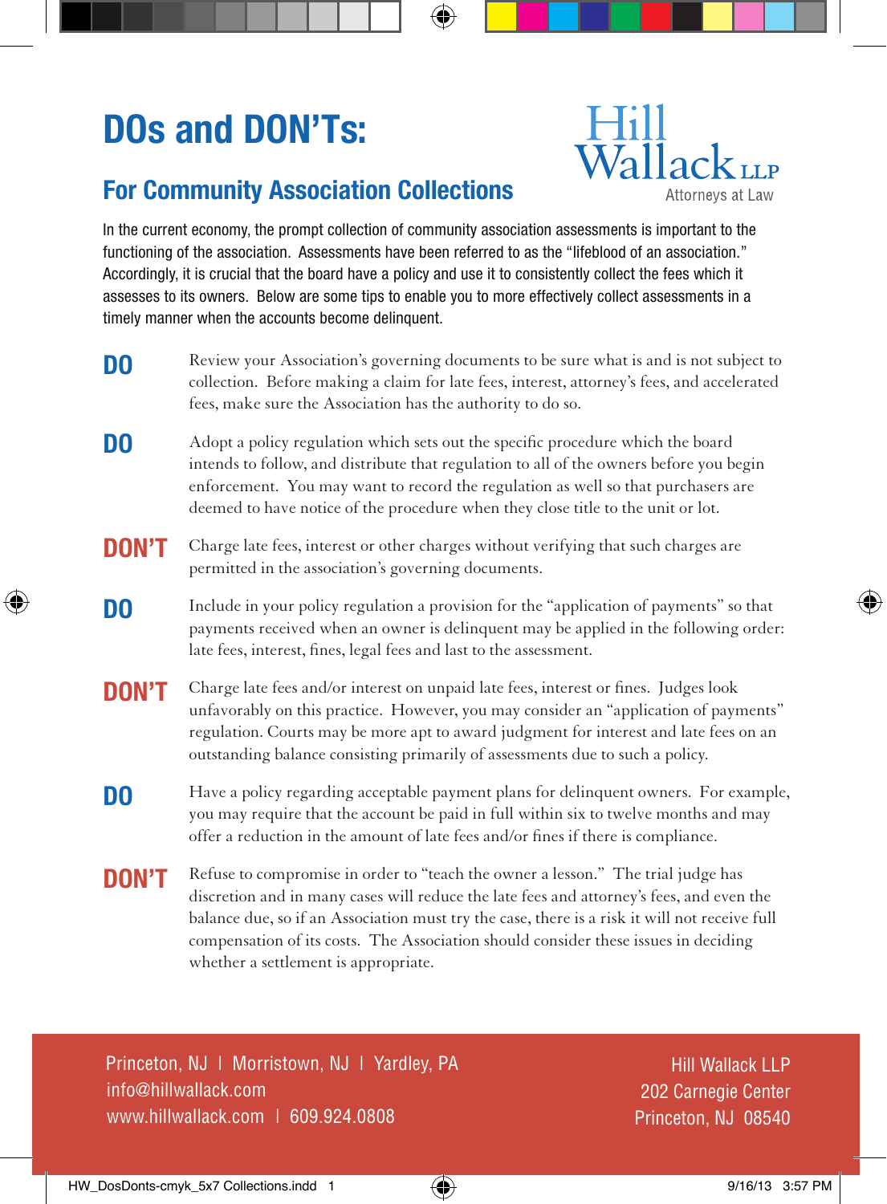# DOs and DON'Ts:

## For Community Association Collections

Hill Wallack LLP
Attorneys at Law

In the current economy, the prompt collection of community association assessments is important to the functioning of the association. Assessments have been referred to as the "lifeblood of an association." Accordingly, it is crucial that the board have a policy and use it to consistently collect the fees which it assesses to its owners. Below are some tips to enable you to more effectively collect assessments in a timely manner when the accounts become delinquent.

**DO** Review your Association's governing documents to be sure what is and is not subject to collection. Before making a claim for late fees, interest, attorney's fees, and accelerated fees, make sure the Association has the authority to do so.

**DO** Adopt a policy regulation which sets out the specific procedure which the board intends to follow, and distribute that regulation to all of the owners before you begin enforcement. You may want to record the regulation as well so that purchasers are deemed to have notice of the procedure when they close title to the unit or lot.

**DON'T** Charge late fees, interest or other charges without verifying that such charges are permitted in the association's governing documents.

**DO** Include in your policy regulation a provision for the "application of payments" so that payments received when an owner is delinquent may be applied in the following order: late fees, interest, fines, legal fees and last to the assessment.

**DON'T** Charge late fees and/or interest on unpaid late fees, interest or fines. Judges look unfavorably on this practice. However, you may consider an "application of payments" regulation. Courts may be more apt to award judgment for interest and late fees on an outstanding balance consisting primarily of assessments due to such a policy.

**DO** Have a policy regarding acceptable payment plans for delinquent owners. For example, you may require that the account be paid in full within six to twelve months and may offer a reduction in the amount of late fees and/or fines if there is compliance.

**DON'T** Refuse to compromise in order to "teach the owner a lesson." The trial judge has discretion and in many cases will reduce the late fees and attorney's fees, and even the balance due, so if an Association must try the case, there is a risk it will not receive full compensation of its costs. The Association should consider these issues in deciding whether a settlement is appropriate.

Princeton, NJ | Morristown, NJ | Yardley, PA
info@hillwallack.com
www.hillwallack.com | 609.924.0808

Hill Wallack LLP
202 Carnegie Center
Princeton, NJ 08540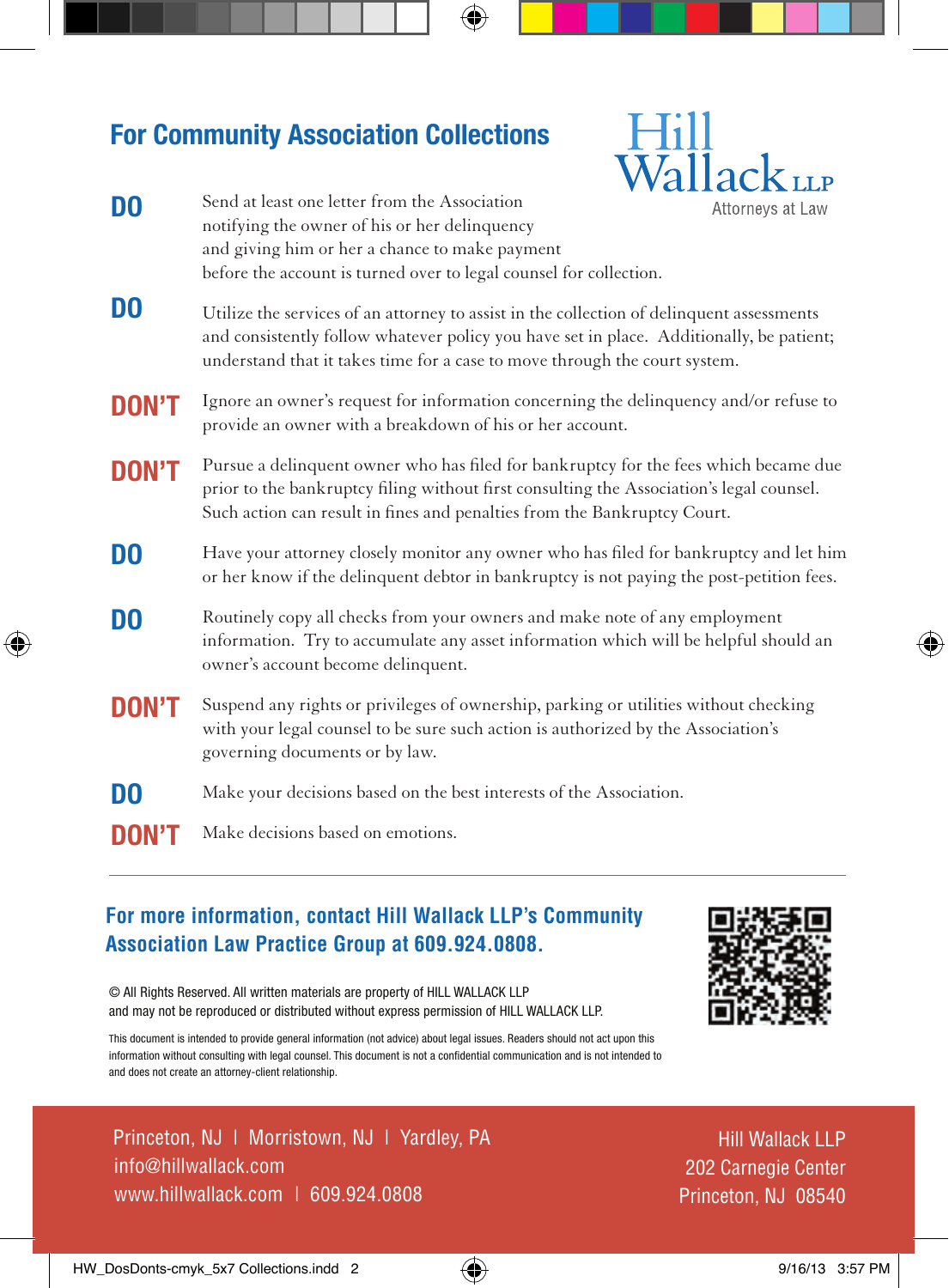## For Community Association Collections

Hill Wallack LLP
Attorneys at Law

**DO** Send at least one letter from the Association notifying the owner of his or her delinquency and giving him or her a chance to make payment before the account is turned over to legal counsel for collection.

**DO** Utilize the services of an attorney to assist in the collection of delinquent assessments and consistently follow whatever policy you have set in place. Additionally, be patient; understand that it takes time for a case to move through the court system.

**DON'T** Ignore an owner's request for information concerning the delinquency and/or refuse to provide an owner with a breakdown of his or her account.

**DON'T** Pursue a delinquent owner who has filed for bankruptcy for the fees which became due prior to the bankruptcy filing without first consulting the Association's legal counsel. Such action can result in fines and penalties from the Bankruptcy Court.

**DO** Have your attorney closely monitor any owner who has filed for bankruptcy and let him or her know if the delinquent debtor in bankruptcy is not paying the post-petition fees.

**DO** Routinely copy all checks from your owners and make note of any employment information. Try to accumulate any asset information which will be helpful should an owner's account become delinquent.

**DON'T** Suspend any rights or privileges of ownership, parking or utilities without checking with your legal counsel to be sure such action is authorized by the Association's governing documents or by law.

**DO** Make your decisions based on the best interests of the Association.

**DON'T** Make decisions based on emotions.

---

**For more information, contact Hill Wallack LLP's Community Association Law Practice Group at 609.924.0808.**

© All Rights Reserved. All written materials are property of HILL WALLACK LLP and may not be reproduced or distributed without express permission of HILL WALLACK LLP.

This document is intended to provide general information (not advice) about legal issues. Readers should not act upon this information without consulting with legal counsel. This document is not a confidential communication and is not intended to and does not create an attorney-client relationship.

Princeton, NJ | Morristown, NJ | Yardley, PA
info@hillwallack.com
www.hillwallack.com | 609.924.0808

Hill Wallack LLP
202 Carnegie Center
Princeton, NJ 08540